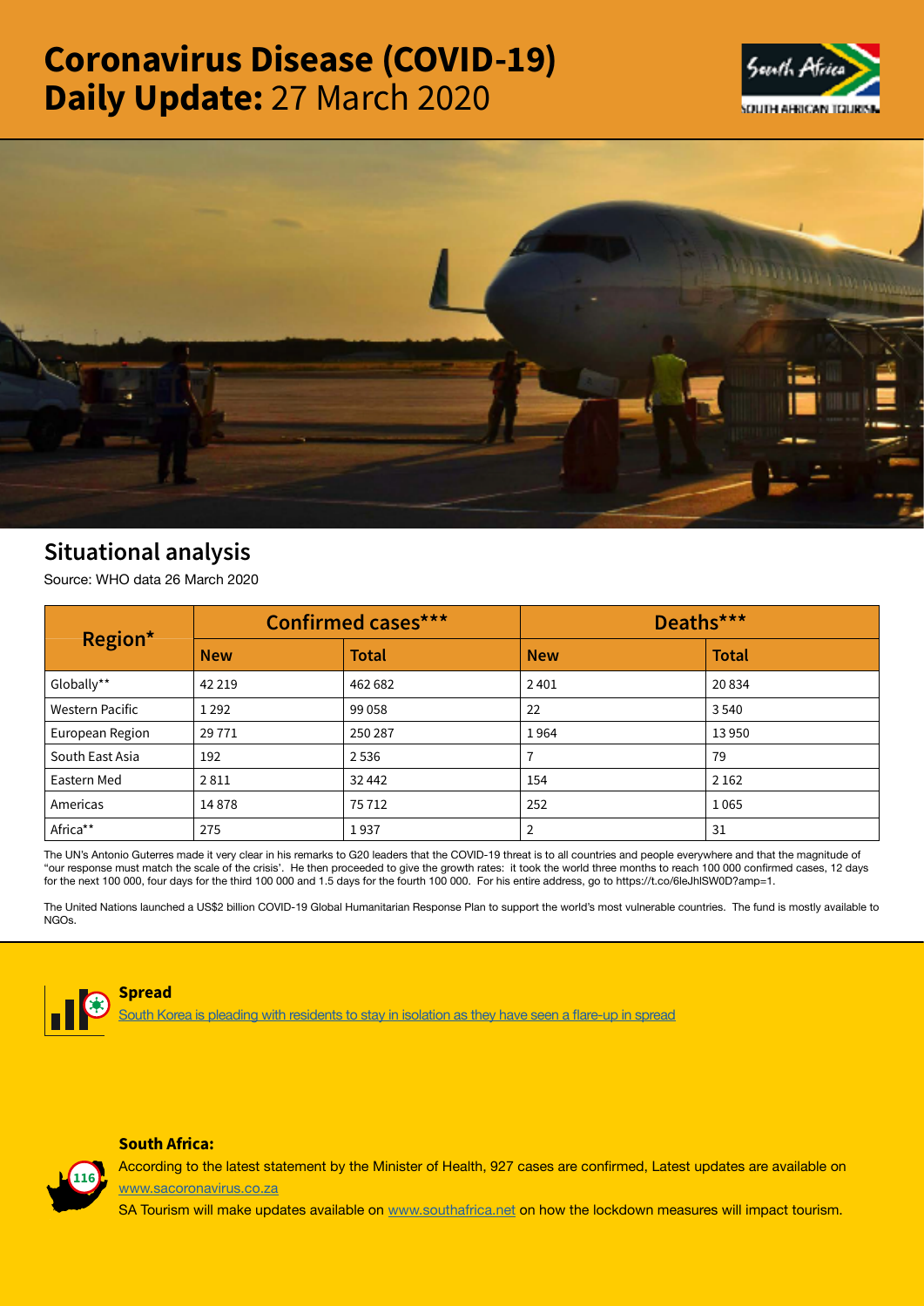# Coronavirus Disease (COVID-19) Daily Update: 27 March 2020

## Situational analysis

Source: WHO data 26 March 2020

| Region* | Confirmed cases*** | | Deaths*** | |
|---|---|---|---|---|
| | New | Total | New | Total |
| Globally** | 42 219 | 462 682 | 2 401 | 20 834 |
| Western Pacific | 1 292 | 99 058 | 22 | 3 540 |
| European Region | 29 771 | 250 287 | 1 964 | 13 950 |
| South East Asia | 192 | 2 536 | 7 | 79 |
| Eastern Med | 2 811 | 32 442 | 154 | 2 162 |
| Americas | 14 878 | 75 712 | 252 | 1 065 |
| Africa** | 275 | 1 937 | 2 | 31 |

The UN's Antonio Guterres made it very clear in his remarks to G20 leaders that the COVID-19 threat is to all countries and people everywhere and that the magnitude of "our response must match the scale of the crisis'. He then proceeded to give the growth rates: it took the world three months to reach 100 000 confirmed cases, 12 days for the next 100 000, four days for the third 100 000 and 1.5 days for the fourth 100 000. For his entire address, go to https://t.co/6leJhlSW0D?amp=1.

The United Nations launched a US$2 billion COVID-19 Global Humanitarian Response Plan to support the world's most vulnerable countries. The fund is mostly available to NGOs.

### Spread

[South Korea is pleading with residents to stay in isolation as they have seen a flare-up in spread]

### South Africa:

According to the latest statement by the Minister of Health, 927 cases are confirmed, Latest updates are available on [www.sacoronavirus.co.za]

SA Tourism will make updates available on [www.southafrica.net] on how the lockdown measures will impact tourism.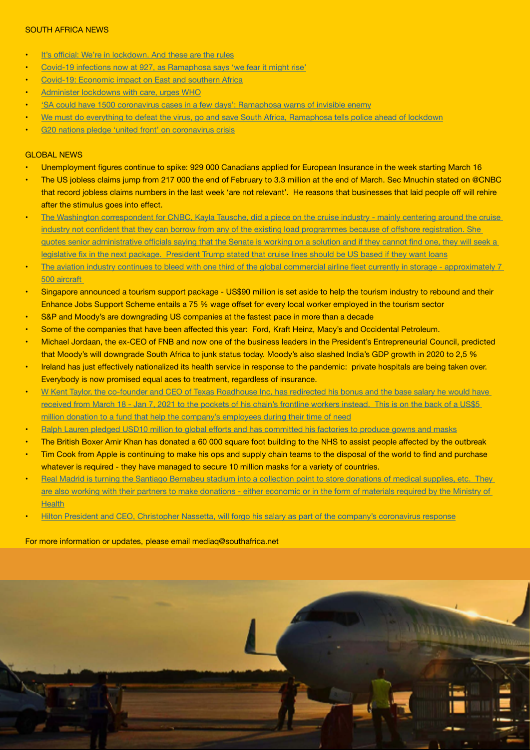SOUTH AFRICA NEWS

- It's official: We're in lockdown. And these are the rules
- Covid-19 infections now at 927, as Ramaphosa says 'we fear it might rise'
- Covid-19: Economic impact on East and southern Africa
- Administer lockdowns with care, urges WHO
- 'SA could have 1500 coronavirus cases in a few days': Ramaphosa warns of invisible enemy
- We must do everything to defeat the virus, go and save South Africa, Ramaphosa tells police ahead of lockdown
- G20 nations pledge 'united front' on coronavirus crisis

GLOBAL NEWS

- Unemployment figures continue to spike: 929 000 Canadians applied for European Insurance in the week starting March 16
- The US jobless claims jump from 217 000 the end of February to 3.3 million at the end of March. Sec Mnuchin stated on @CNBC that record jobless claims numbers in the last week 'are not relevant'. He reasons that businesses that laid people off will rehire after the stimulus goes into effect.
- The Washington correspondent for CNBC, Kayla Tausche, did a piece on the cruise industry - mainly centering around the cruise industry not confident that they can borrow from any of the existing load programmes because of offshore registration. She quotes senior administrative officials saying that the Senate is working on a solution and if they cannot find one, they will seek a legislative fix in the next package. President Trump stated that cruise lines should be US based if they want loans
- The aviation industry continues to bleed with one third of the global commercial airline fleet currently in storage - approximately 7 500 aircraft
- Singapore announced a tourism support package - US$90 million is set aside to help the tourism industry to rebound and their Enhance Jobs Support Scheme entails a 75 % wage offset for every local worker employed in the tourism sector
- S&P and Moody's are downgrading US companies at the fastest pace in more than a decade
- Some of the companies that have been affected this year: Ford, Kraft Heinz, Macy's and Occidental Petroleum.
- Michael Jordaan, the ex-CEO of FNB and now one of the business leaders in the President's Entrepreneurial Council, predicted that Moody's will downgrade South Africa to junk status today. Moody's also slashed India's GDP growth in 2020 to 2,5 %
- Ireland has just effectively nationalized its health service in response to the pandemic: private hospitals are being taken over. Everybody is now promised equal aces to treatment, regardless of insurance.
- W Kent Taylor, the co-founder and CEO of Texas Roadhouse Inc, has redirected his bonus and the base salary he would have received from March 18 - Jan 7, 2021 to the pockets of his chain's frontline workers instead. This is on the back of a US$5 million donation to a fund that help the company's employees during their time of need
- Ralph Lauren pledged USD10 million to global efforts and has committed his factories to produce gowns and masks
- The British Boxer Amir Khan has donated a 60 000 square foot building to the NHS to assist people affected by the outbreak
- Tim Cook from Apple is continuing to make his ops and supply chain teams to the disposal of the world to find and purchase whatever is required - they have managed to secure 10 million masks for a variety of countries.
- Real Madrid is turning the Santiago Bernabeu stadium into a collection point to store donations of medical supplies, etc. They are also working with their partners to make donations - either economic or in the form of materials required by the Ministry of Health
- Hilton President and CEO, Christopher Nassetta, will forgo his salary as part of the company's coronavirus response

For more information or updates, please email mediaq@southafrica.net